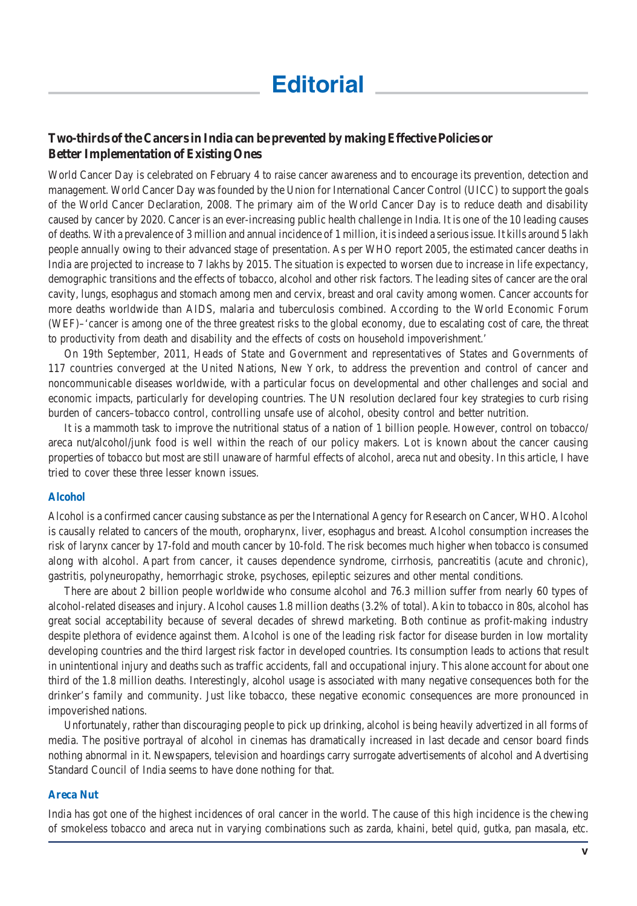# Editorial

## Two-thirds of the Cancers in India can be prevented by making Effective Policies or Better Implementation of Existing Ones

World Cancer Day is celebrated on February 4 to raise cancer awareness and to encourage its prevention, detection and management. World Cancer Day was founded by the Union for International Cancer Control (UICC) to support the goals of the World Cancer Declaration, 2008. The primary aim of the World Cancer Day is to reduce death and disability caused by cancer by 2020. Cancer is an ever-increasing public health challenge in India. It is one of the 10 leading causes of deaths. With a prevalence of 3 million and annual incidence of 1 million, it is indeed a serious issue. It kills around 5 lakh people annually owing to their advanced stage of presentation. As per WHO report 2005, the estimated cancer deaths in India are projected to increase to 7 lakhs by 2015. The situation is expected to worsen due to increase in life expectancy, demographic transitions and the effects of tobacco, alcohol and other risk factors. The leading sites of cancer are the oral cavity, lungs, esophagus and stomach among men and cervix, breast and oral cavity among women. Cancer accounts for more deaths worldwide than AIDS, malaria and tuberculosis combined. According to the World Economic Forum (WEF)–'cancer is among one of the three greatest risks to the global economy, due to escalating cost of care, the threat to productivity from death and disability and the effects of costs on household impoverishment.'

On 19th September, 2011, Heads of State and Government and representatives of States and Governments of 117 countries converged at the United Nations, New York, to address the prevention and control of cancer and noncommunicable diseases worldwide, with a particular focus on developmental and other challenges and social and economic impacts, particularly for developing countries. The UN resolution declared four key strategies to curb rising burden of cancers–tobacco control, controlling unsafe use of alcohol, obesity control and better nutrition.

It is a mammoth task to improve the nutritional status of a nation of 1 billion people. However, control on tobacco/areca nut/alcohol/junk food is well within the reach of our policy makers. Lot is known about the cancer causing properties of tobacco but most are still unaware of harmful effects of alcohol, areca nut and obesity. In this article, I have tried to cover these three lesser known issues.

### Alcohol

Alcohol is a confirmed cancer causing substance as per the International Agency for Research on Cancer, WHO. Alcohol is causally related to cancers of the mouth, oropharynx, liver, esophagus and breast. Alcohol consumption increases the risk of larynx cancer by 17-fold and mouth cancer by 10-fold. The risk becomes much higher when tobacco is consumed along with alcohol. Apart from cancer, it causes dependence syndrome, cirrhosis, pancreatitis (acute and chronic), gastritis, polyneuropathy, hemorrhagic stroke, psychoses, epileptic seizures and other mental conditions.

There are about 2 billion people worldwide who consume alcohol and 76.3 million suffer from nearly 60 types of alcohol-related diseases and injury. Alcohol causes 1.8 million deaths (3.2% of total). Akin to tobacco in 80s, alcohol has great social acceptability because of several decades of shrewd marketing. Both continue as profit-making industry despite plethora of evidence against them. Alcohol is one of the leading risk factor for disease burden in low mortality developing countries and the third largest risk factor in developed countries. Its consumption leads to actions that result in unintentional injury and deaths such as traffic accidents, fall and occupational injury. This alone account for about one third of the 1.8 million deaths. Interestingly, alcohol usage is associated with many negative consequences both for the drinker's family and community. Just like tobacco, these negative economic consequences are more pronounced in impoverished nations.

Unfortunately, rather than discouraging people to pick up drinking, alcohol is being heavily advertized in all forms of media. The positive portrayal of alcohol in cinemas has dramatically increased in last decade and censor board finds nothing abnormal in it. Newspapers, television and hoardings carry surrogate advertisements of alcohol and Advertising Standard Council of India seems to have done nothing for that.

### Areca Nut

India has got one of the highest incidences of oral cancer in the world. The cause of this high incidence is the chewing of smokeless tobacco and areca nut in varying combinations such as zarda, khaini, betel quid, gutka, pan masala, etc.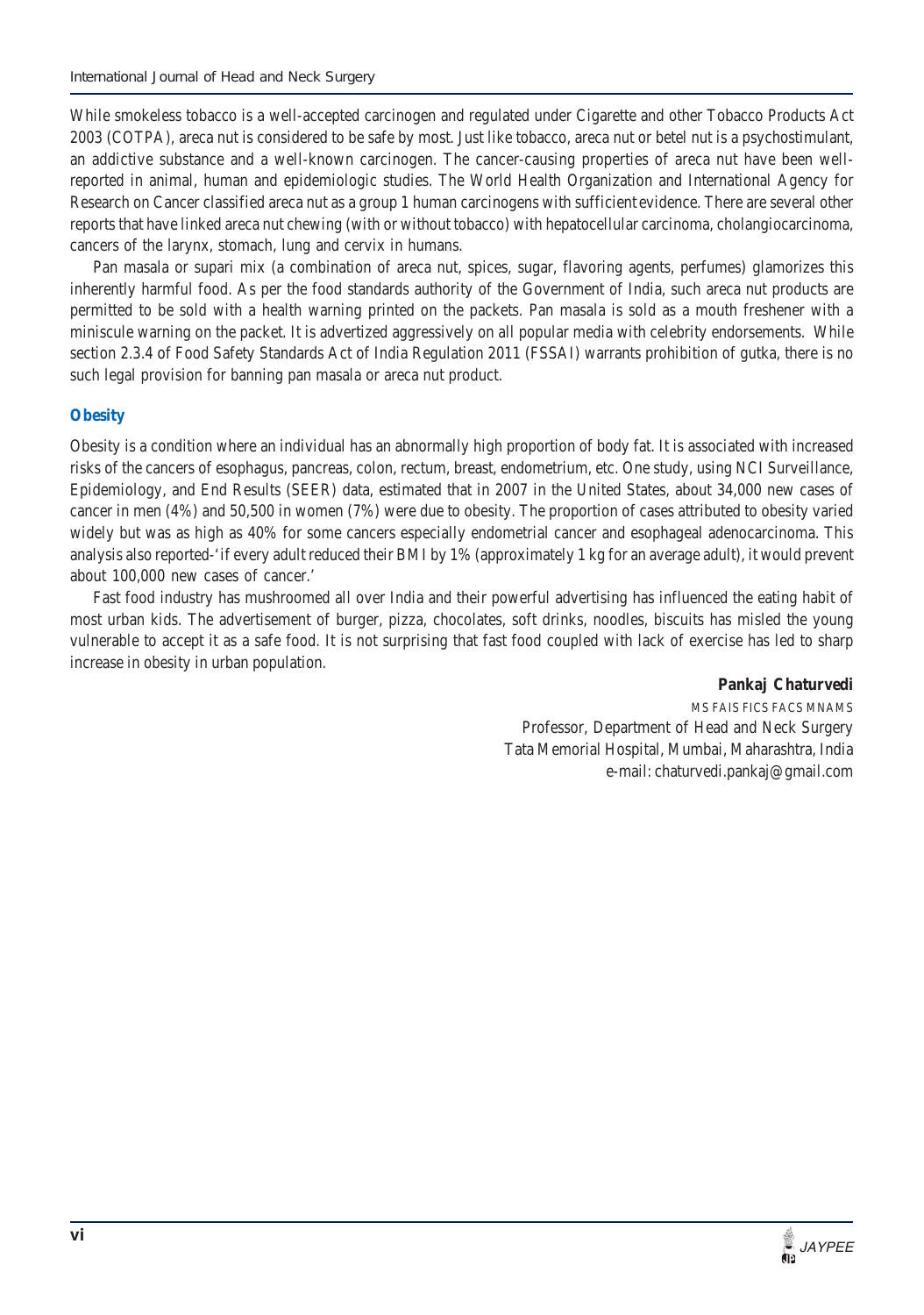While smokeless tobacco is a well-accepted carcinogen and regulated under Cigarette and other Tobacco Products Act 2003 (COTPA), areca nut is considered to be safe by most. Just like tobacco, areca nut or betel nut is a psychostimulant, an addictive substance and a well-known carcinogen. The cancer-causing properties of areca nut have been well-reported in animal, human and epidemiologic studies. The World Health Organization and International Agency for Research on Cancer classified areca nut as a group 1 human carcinogens with sufficient evidence. There are several other reports that have linked areca nut chewing (with or without tobacco) with hepatocellular carcinoma, cholangiocarcinoma, cancers of the larynx, stomach, lung and cervix in humans.

Pan masala or supari mix (a combination of areca nut, spices, sugar, flavoring agents, perfumes) glamorizes this inherently harmful food. As per the food standards authority of the Government of India, such areca nut products are permitted to be sold with a health warning printed on the packets. Pan masala is sold as a mouth freshener with a miniscule warning on the packet. It is advertized aggressively on all popular media with celebrity endorsements. While section 2.3.4 of Food Safety Standards Act of India Regulation 2011 (FSSAI) warrants prohibition of gutka, there is no such legal provision for banning pan masala or areca nut product.

## Obesity

Obesity is a condition where an individual has an abnormally high proportion of body fat. It is associated with increased risks of the cancers of esophagus, pancreas, colon, rectum, breast, endometrium, etc. One study, using NCI Surveillance, Epidemiology, and End Results (SEER) data, estimated that in 2007 in the United States, about 34,000 new cases of cancer in men (4%) and 50,500 in women (7%) were due to obesity. The proportion of cases attributed to obesity varied widely but was as high as 40% for some cancers especially endometrial cancer and esophageal adenocarcinoma. This analysis also reported-'if every adult reduced their BMI by 1% (approximately 1 kg for an average adult), it would prevent about 100,000 new cases of cancer.'

Fast food industry has mushroomed all over India and their powerful advertising has influenced the eating habit of most urban kids. The advertisement of burger, pizza, chocolates, soft drinks, noodles, biscuits has misled the young vulnerable to accept it as a safe food. It is not surprising that fast food coupled with lack of exercise has led to sharp increase in obesity in urban population.

**Pankaj Chaturvedi**
MS FAIS FICS FACS MNAMS
Professor, Department of Head and Neck Surgery
Tata Memorial Hospital, Mumbai, Maharashtra, India
e-mail: chaturvedi.pankaj@gmail.com